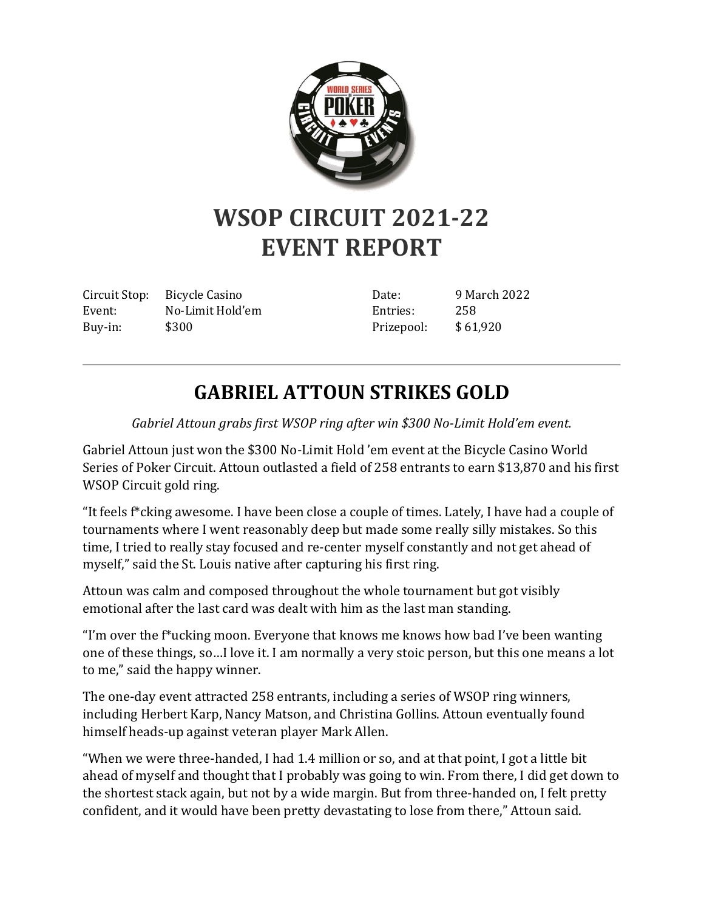# WSOP CIRCUIT 2021-22
# EVENT REPORT

| | | | |
|---|---|---|---|
| Circuit Stop: | Bicycle Casino | Date: | 9 March 2022 |
| Event: | No-Limit Hold'em | Entries: | 258 |
| Buy-in: | $300 | Prizepool: | $ 61,920 |

---

## GABRIEL ATTOUN STRIKES GOLD

*Gabriel Attoun grabs first WSOP ring after win $300 No-Limit Hold'em event.*

Gabriel Attoun just won the $300 No-Limit Hold 'em event at the Bicycle Casino World Series of Poker Circuit. Attoun outlasted a field of 258 entrants to earn $13,870 and his first WSOP Circuit gold ring.

"It feels f*cking awesome. I have been close a couple of times. Lately, I have had a couple of tournaments where I went reasonably deep but made some really silly mistakes. So this time, I tried to really stay focused and re-center myself constantly and not get ahead of myself," said the St. Louis native after capturing his first ring.

Attoun was calm and composed throughout the whole tournament but got visibly emotional after the last card was dealt with him as the last man standing.

"I'm over the f*ucking moon. Everyone that knows me knows how bad I've been wanting one of these things, so…I love it. I am normally a very stoic person, but this one means a lot to me," said the happy winner.

The one-day event attracted 258 entrants, including a series of WSOP ring winners, including Herbert Karp, Nancy Matson, and Christina Gollins. Attoun eventually found himself heads-up against veteran player Mark Allen.

"When we were three-handed, I had 1.4 million or so, and at that point, I got a little bit ahead of myself and thought that I probably was going to win. From there, I did get down to the shortest stack again, but not by a wide margin. But from three-handed on, I felt pretty confident, and it would have been pretty devastating to lose from there," Attoun said.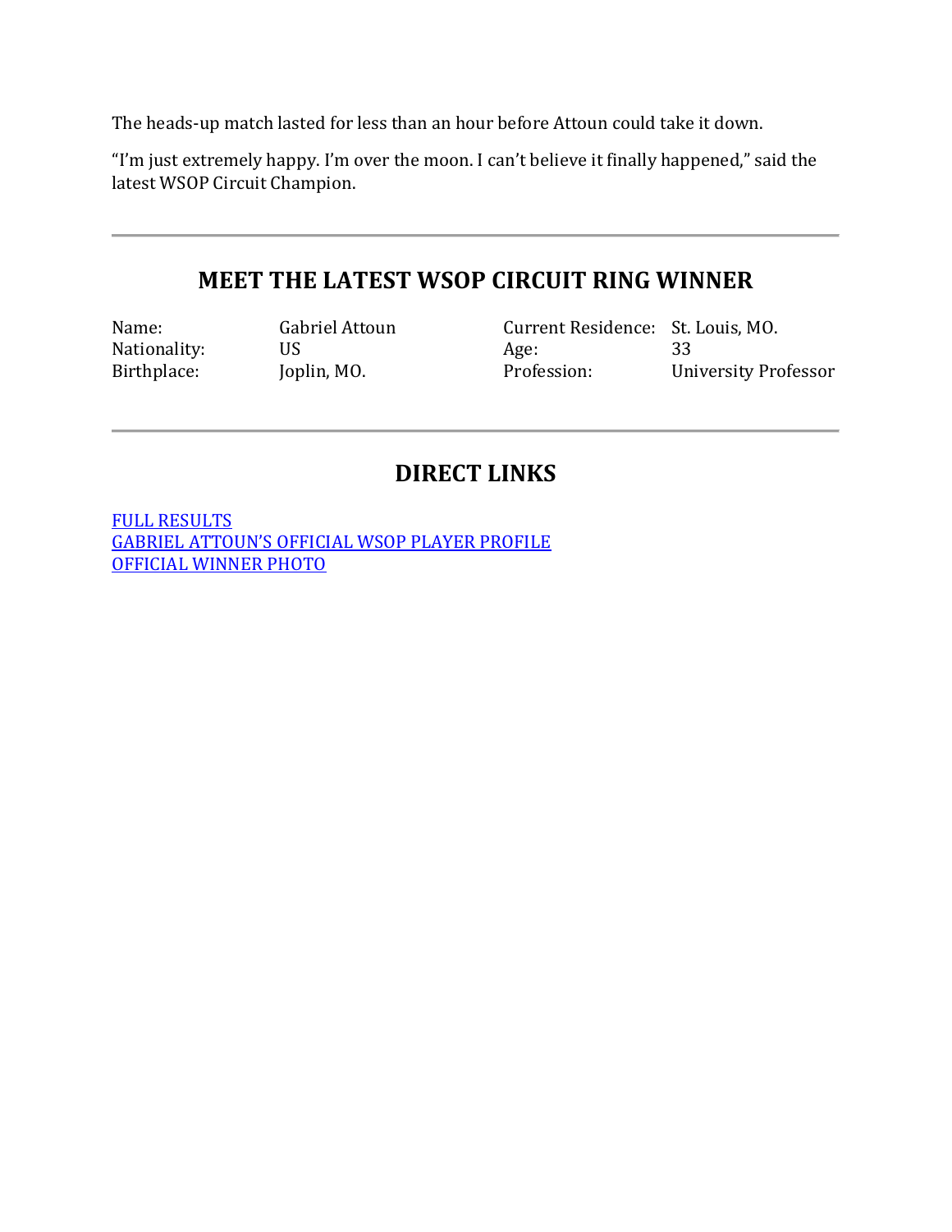The heads-up match lasted for less than an hour before Attoun could take it down.

"I'm just extremely happy. I'm over the moon. I can't believe it finally happened," said the latest WSOP Circuit Champion.

---

## MEET THE LATEST WSOP CIRCUIT RING WINNER

| | | | |
|---|---|---|---|
| Name: | Gabriel Attoun | Current Residence: | St. Louis, MO. |
| Nationality: | US | Age: | 33 |
| Birthplace: | Joplin, MO. | Profession: | University Professor |

---

## DIRECT LINKS

FULL RESULTS
GABRIEL ATTOUN'S OFFICIAL WSOP PLAYER PROFILE
OFFICIAL WINNER PHOTO